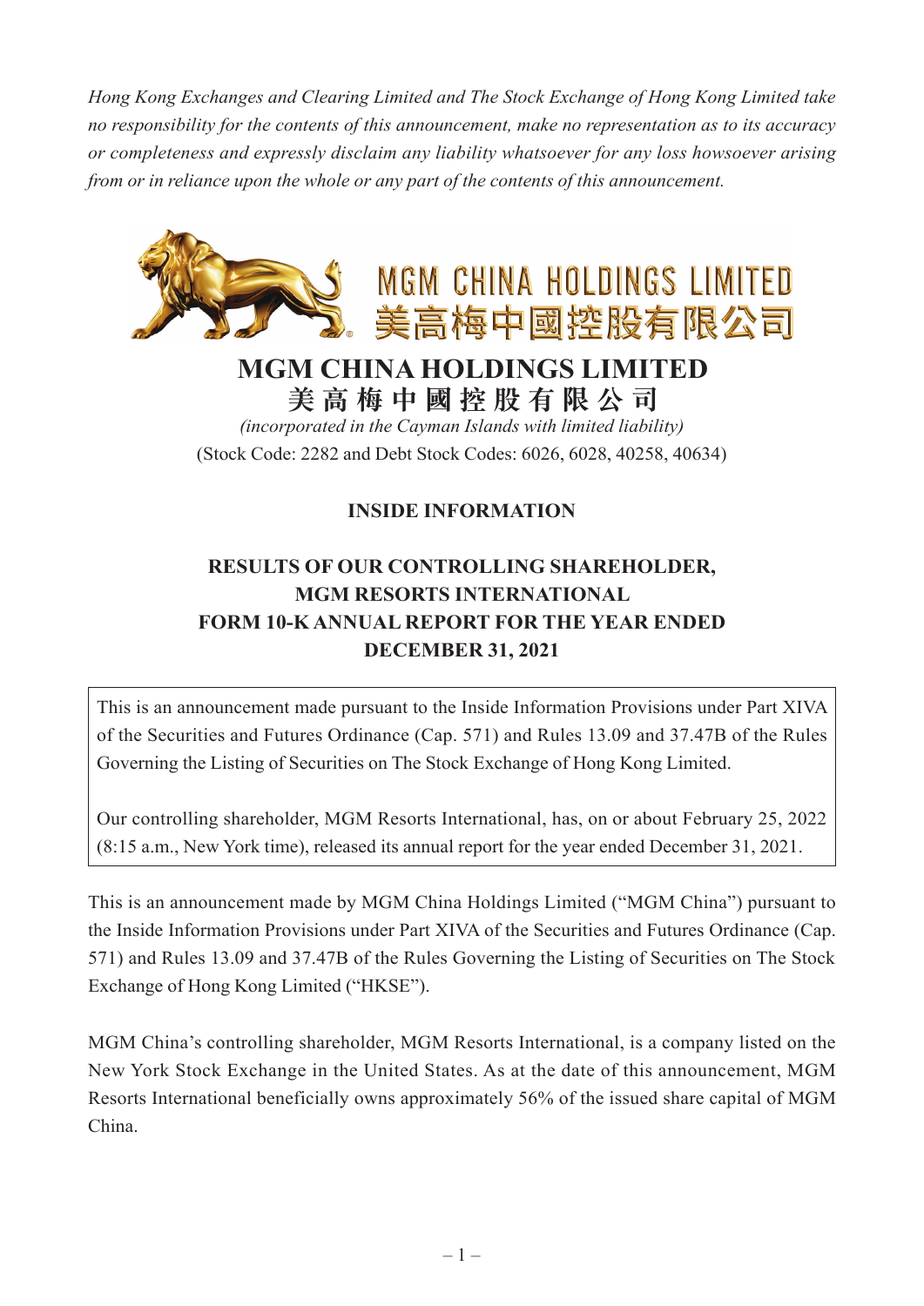*Hong Kong Exchanges and Clearing Limited and The Stock Exchange of Hong Kong Limited take no responsibility for the contents of this announcement, make no representation as to its accuracy or completeness and expressly disclaim any liability whatsoever for any loss howsoever arising from or in reliance upon the whole or any part of the contents of this announcement.*

MGM CHINA HOLDINGS LIMITED
美高梅中國控股有限公司

# MGM CHINA HOLDINGS LIMITED
# 美高梅中國控股有限公司

*(incorporated in the Cayman Islands with limited liability)*

(Stock Code: 2282 and Debt Stock Codes: 6026, 6028, 40258, 40634)

## INSIDE INFORMATION

## RESULTS OF OUR CONTROLLING SHAREHOLDER, MGM RESORTS INTERNATIONAL FORM 10-K ANNUAL REPORT FOR THE YEAR ENDED DECEMBER 31, 2021

This is an announcement made pursuant to the Inside Information Provisions under Part XIVA of the Securities and Futures Ordinance (Cap. 571) and Rules 13.09 and 37.47B of the Rules Governing the Listing of Securities on The Stock Exchange of Hong Kong Limited.

Our controlling shareholder, MGM Resorts International, has, on or about February 25, 2022 (8:15 a.m., New York time), released its annual report for the year ended December 31, 2021.

This is an announcement made by MGM China Holdings Limited ("MGM China") pursuant to the Inside Information Provisions under Part XIVA of the Securities and Futures Ordinance (Cap. 571) and Rules 13.09 and 37.47B of the Rules Governing the Listing of Securities on The Stock Exchange of Hong Kong Limited ("HKSE").

MGM China's controlling shareholder, MGM Resorts International, is a company listed on the New York Stock Exchange in the United States. As at the date of this announcement, MGM Resorts International beneficially owns approximately 56% of the issued share capital of MGM China.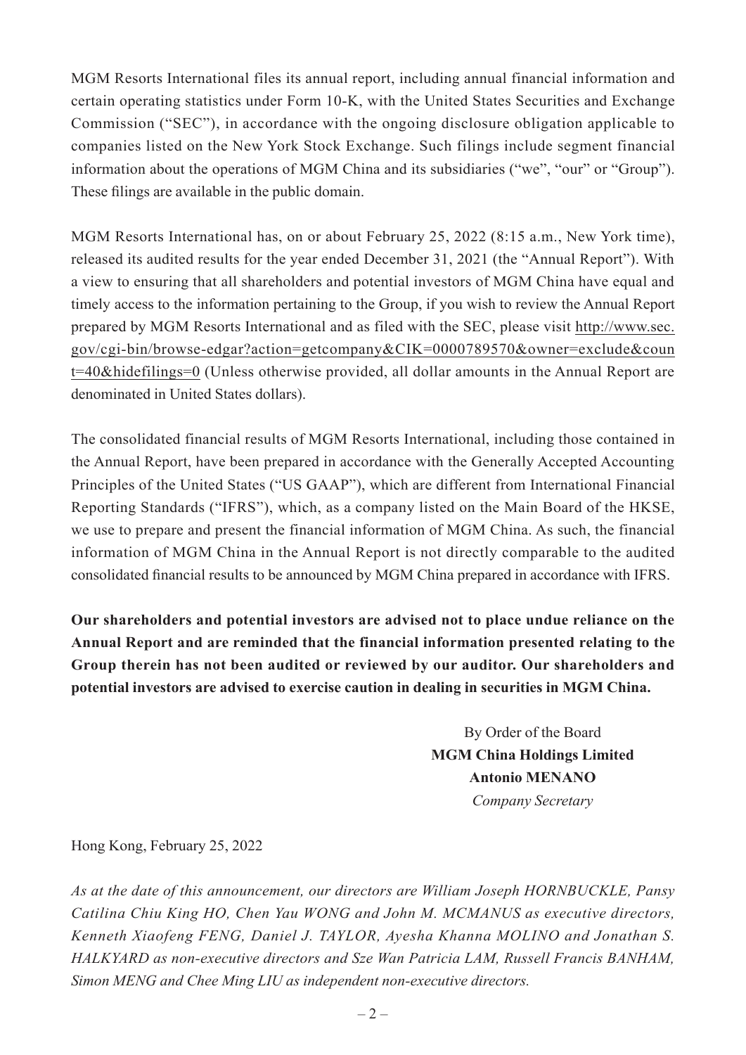MGM Resorts International files its annual report, including annual financial information and certain operating statistics under Form 10-K, with the United States Securities and Exchange Commission ("SEC"), in accordance with the ongoing disclosure obligation applicable to companies listed on the New York Stock Exchange. Such filings include segment financial information about the operations of MGM China and its subsidiaries ("we", "our" or "Group"). These filings are available in the public domain.

MGM Resorts International has, on or about February 25, 2022 (8:15 a.m., New York time), released its audited results for the year ended December 31, 2021 (the "Annual Report"). With a view to ensuring that all shareholders and potential investors of MGM China have equal and timely access to the information pertaining to the Group, if you wish to review the Annual Report prepared by MGM Resorts International and as filed with the SEC, please visit http://www.sec.gov/cgi-bin/browse-edgar?action=getcompany&CIK=0000789570&owner=exclude&count=40&hidefilings=0 (Unless otherwise provided, all dollar amounts in the Annual Report are denominated in United States dollars).

The consolidated financial results of MGM Resorts International, including those contained in the Annual Report, have been prepared in accordance with the Generally Accepted Accounting Principles of the United States ("US GAAP"), which are different from International Financial Reporting Standards ("IFRS"), which, as a company listed on the Main Board of the HKSE, we use to prepare and present the financial information of MGM China. As such, the financial information of MGM China in the Annual Report is not directly comparable to the audited consolidated financial results to be announced by MGM China prepared in accordance with IFRS.

**Our shareholders and potential investors are advised not to place undue reliance on the Annual Report and are reminded that the financial information presented relating to the Group therein has not been audited or reviewed by our auditor. Our shareholders and potential investors are advised to exercise caution in dealing in securities in MGM China.**

By Order of the Board
**MGM China Holdings Limited**
**Antonio MENANO**
*Company Secretary*

Hong Kong, February 25, 2022

*As at the date of this announcement, our directors are William Joseph HORNBUCKLE, Pansy Catilina Chiu King HO, Chen Yau WONG and John M. MCMANUS as executive directors, Kenneth Xiaofeng FENG, Daniel J. TAYLOR, Ayesha Khanna MOLINO and Jonathan S. HALKYARD as non-executive directors and Sze Wan Patricia LAM, Russell Francis BANHAM, Simon MENG and Chee Ming LIU as independent non-executive directors.*